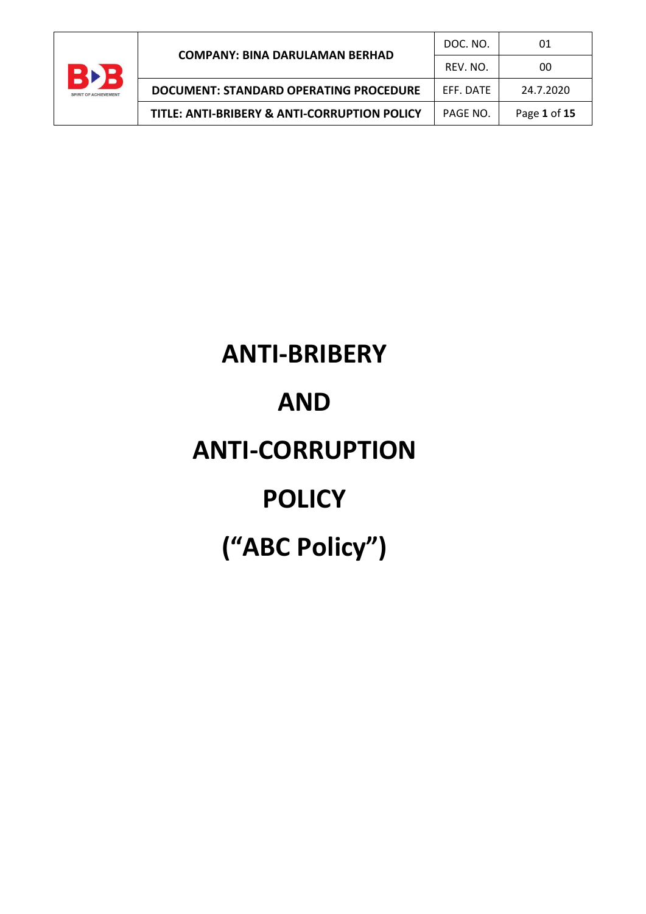# ANTI-BRIBERY

# AND

# ANTI-CORRUPTION

# POLICY

# (“ABC Policy”)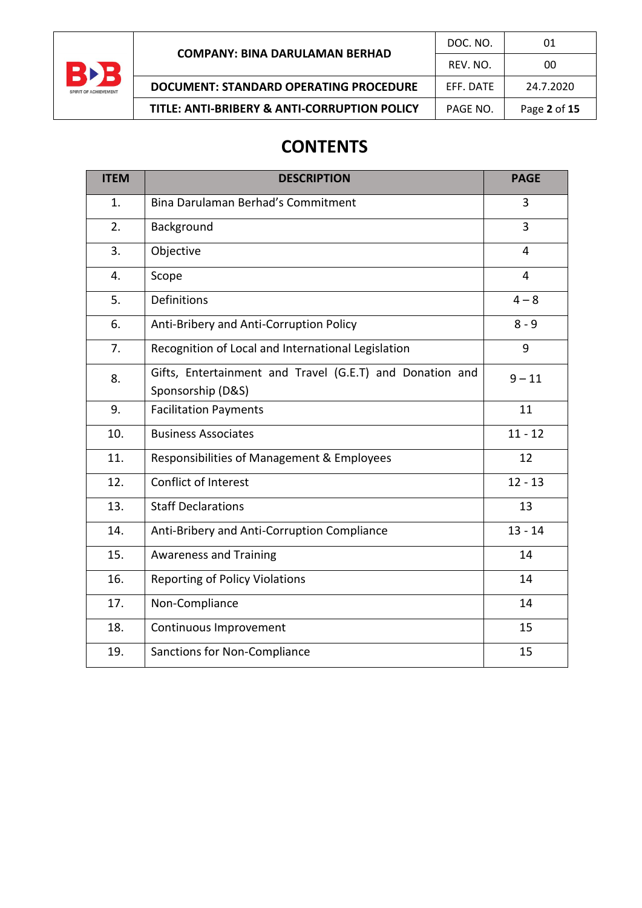# CONTENTS

| ITEM | DESCRIPTION | PAGE |
|---|---|---|
| 1. | Bina Darulaman Berhad's Commitment | 3 |
| 2. | Background | 3 |
| 3. | Objective | 4 |
| 4. | Scope | 4 |
| 5. | Definitions | 4 – 8 |
| 6. | Anti-Bribery and Anti-Corruption Policy | 8 - 9 |
| 7. | Recognition of Local and International Legislation | 9 |
| 8. | Gifts, Entertainment and Travel (G.E.T) and Donation and Sponsorship (D&S) | 9 – 11 |
| 9. | Facilitation Payments | 11 |
| 10. | Business Associates | 11 - 12 |
| 11. | Responsibilities of Management & Employees | 12 |
| 12. | Conflict of Interest | 12 - 13 |
| 13. | Staff Declarations | 13 |
| 14. | Anti-Bribery and Anti-Corruption Compliance | 13 - 14 |
| 15. | Awareness and Training | 14 |
| 16. | Reporting of Policy Violations | 14 |
| 17. | Non-Compliance | 14 |
| 18. | Continuous Improvement | 15 |
| 19. | Sanctions for Non-Compliance | 15 |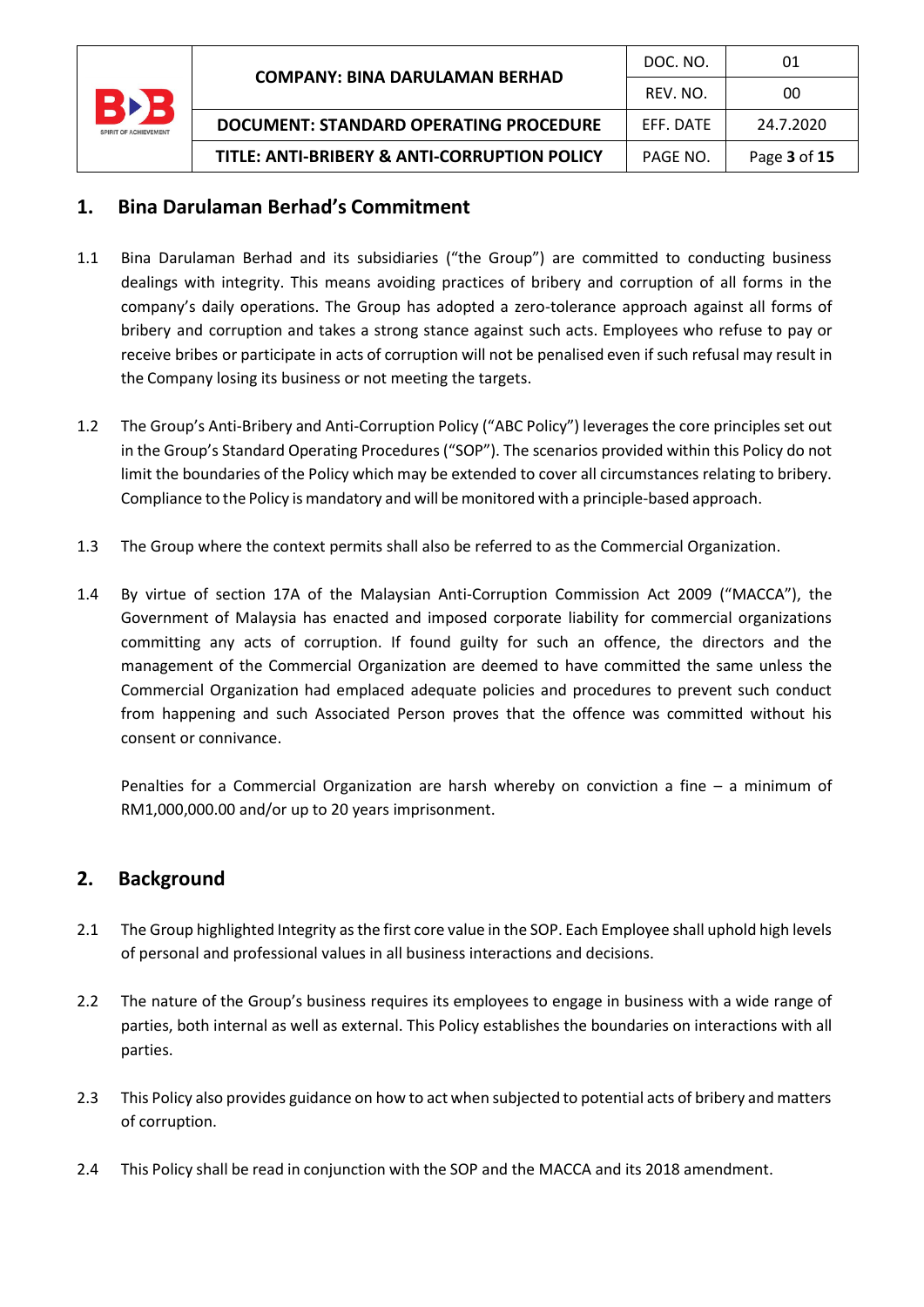## 1. Bina Darulaman Berhad's Commitment

1.1 Bina Darulaman Berhad and its subsidiaries ("the Group") are committed to conducting business dealings with integrity. This means avoiding practices of bribery and corruption of all forms in the company's daily operations. The Group has adopted a zero-tolerance approach against all forms of bribery and corruption and takes a strong stance against such acts. Employees who refuse to pay or receive bribes or participate in acts of corruption will not be penalised even if such refusal may result in the Company losing its business or not meeting the targets.

1.2 The Group's Anti-Bribery and Anti-Corruption Policy ("ABC Policy") leverages the core principles set out in the Group's Standard Operating Procedures ("SOP"). The scenarios provided within this Policy do not limit the boundaries of the Policy which may be extended to cover all circumstances relating to bribery. Compliance to the Policy is mandatory and will be monitored with a principle-based approach.

1.3 The Group where the context permits shall also be referred to as the Commercial Organization.

1.4 By virtue of section 17A of the Malaysian Anti-Corruption Commission Act 2009 ("MACCA"), the Government of Malaysia has enacted and imposed corporate liability for commercial organizations committing any acts of corruption. If found guilty for such an offence, the directors and the management of the Commercial Organization are deemed to have committed the same unless the Commercial Organization had emplaced adequate policies and procedures to prevent such conduct from happening and such Associated Person proves that the offence was committed without his consent or connivance.

Penalties for a Commercial Organization are harsh whereby on conviction a fine – a minimum of RM1,000,000.00 and/or up to 20 years imprisonment.

## 2. Background

2.1 The Group highlighted Integrity as the first core value in the SOP. Each Employee shall uphold high levels of personal and professional values in all business interactions and decisions.

2.2 The nature of the Group's business requires its employees to engage in business with a wide range of parties, both internal as well as external. This Policy establishes the boundaries on interactions with all parties.

2.3 This Policy also provides guidance on how to act when subjected to potential acts of bribery and matters of corruption.

2.4 This Policy shall be read in conjunction with the SOP and the MACCA and its 2018 amendment.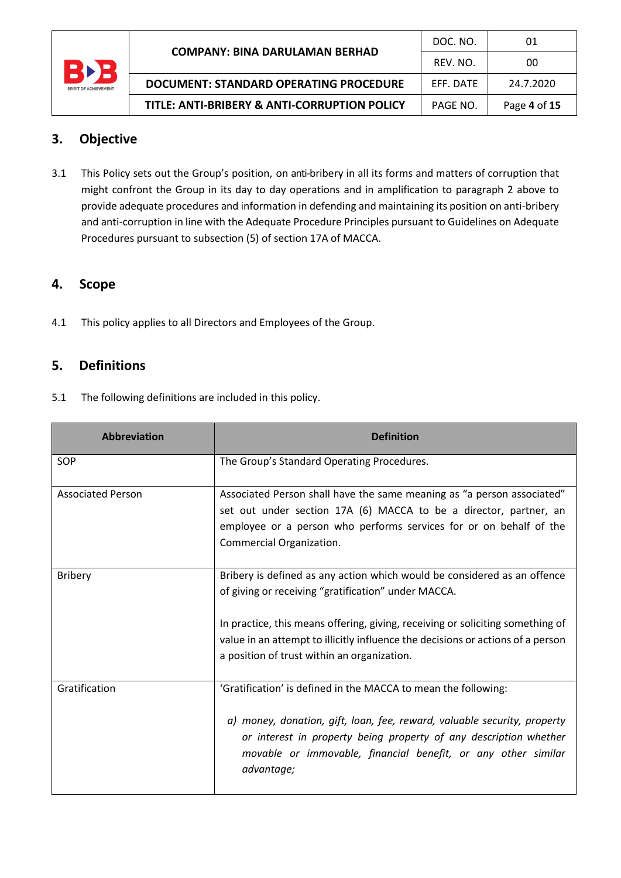## 3. Objective

3.1 This Policy sets out the Group's position, on anti-bribery in all its forms and matters of corruption that might confront the Group in its day to day operations and in amplification to paragraph 2 above to provide adequate procedures and information in defending and maintaining its position on anti-bribery and anti-corruption in line with the Adequate Procedure Principles pursuant to Guidelines on Adequate Procedures pursuant to subsection (5) of section 17A of MACCA.

## 4. Scope

4.1 This policy applies to all Directors and Employees of the Group.

## 5. Definitions

5.1 The following definitions are included in this policy.

| Abbreviation | Definition |
|---|---|
| SOP | The Group's Standard Operating Procedures. |
| Associated Person | Associated Person shall have the same meaning as "a person associated" set out under section 17A (6) MACCA to be a director, partner, an employee or a person who performs services for or on behalf of the Commercial Organization. |
| Bribery | Bribery is defined as any action which would be considered as an offence of giving or receiving "gratification" under MACCA.<br><br>In practice, this means offering, giving, receiving or soliciting something of value in an attempt to illicitly influence the decisions or actions of a person a position of trust within an organization. |
| Gratification | 'Gratification' is defined in the MACCA to mean the following:<br><br>*a) money, donation, gift, loan, fee, reward, valuable security, property or interest in property being property of any description whether movable or immovable, financial benefit, or any other similar advantage;* |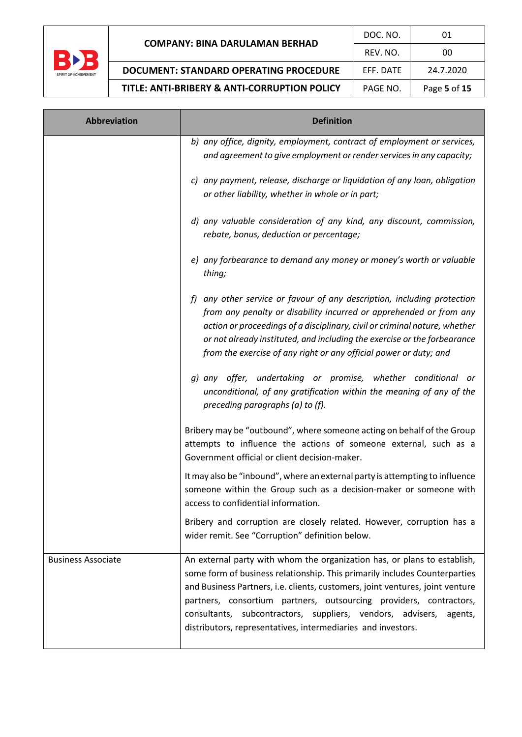| Abbreviation | Definition |
| --- | --- |
| | *b) any office, dignity, employment, contract of employment or services, and agreement to give employment or render services in any capacity;*<br><br>*c) any payment, release, discharge or liquidation of any loan, obligation or other liability, whether in whole or in part;*<br><br>*d) any valuable consideration of any kind, any discount, commission, rebate, bonus, deduction or percentage;*<br><br>*e) any forbearance to demand any money or money's worth or valuable thing;*<br><br>*f) any other service or favour of any description, including protection from any penalty or disability incurred or apprehended or from any action or proceedings of a disciplinary, civil or criminal nature, whether or not already instituted, and including the exercise or the forbearance from the exercise of any right or any official power or duty; and*<br><br>*g) any offer, undertaking or promise, whether conditional or unconditional, of any gratification within the meaning of any of the preceding paragraphs (a) to (f).*<br><br>Bribery may be "outbound", where someone acting on behalf of the Group attempts to influence the actions of someone external, such as a Government official or client decision-maker.<br><br>It may also be "inbound", where an external party is attempting to influence someone within the Group such as a decision-maker or someone with access to confidential information.<br><br>Bribery and corruption are closely related. However, corruption has a wider remit. See "Corruption" definition below. |
| Business Associate | An external party with whom the organization has, or plans to establish, some form of business relationship. This primarily includes Counterparties and Business Partners, i.e. clients, customers, joint ventures, joint venture partners, consortium partners, outsourcing providers, contractors, consultants, subcontractors, suppliers, vendors, advisers, agents, distributors, representatives, intermediaries and investors. |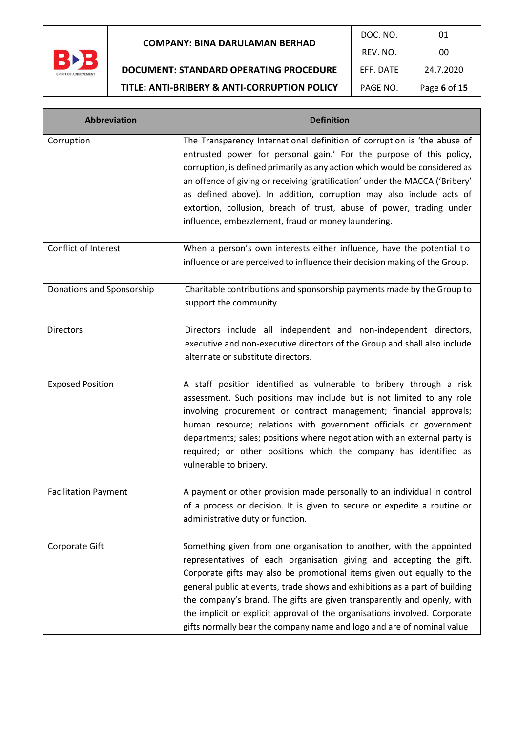| Abbreviation | Definition |
|---|---|
| Corruption | The Transparency International definition of corruption is 'the abuse of entrusted power for personal gain.' For the purpose of this policy, corruption, is defined primarily as any action which would be considered as an offence of giving or receiving 'gratification' under the MACCA ('Bribery' as defined above). In addition, corruption may also include acts of extortion, collusion, breach of trust, abuse of power, trading under influence, embezzlement, fraud or money laundering. |
| Conflict of Interest | When a person's own interests either influence, have the potential to influence or are perceived to influence their decision making of the Group. |
| Donations and Sponsorship | Charitable contributions and sponsorship payments made by the Group to support the community. |
| Directors | Directors include all independent and non-independent directors, executive and non-executive directors of the Group and shall also include alternate or substitute directors. |
| Exposed Position | A staff position identified as vulnerable to bribery through a risk assessment. Such positions may include but is not limited to any role involving procurement or contract management; financial approvals; human resource; relations with government officials or government departments; sales; positions where negotiation with an external party is required; or other positions which the company has identified as vulnerable to bribery. |
| Facilitation Payment | A payment or other provision made personally to an individual in control of a process or decision. It is given to secure or expedite a routine or administrative duty or function. |
| Corporate Gift | Something given from one organisation to another, with the appointed representatives of each organisation giving and accepting the gift. Corporate gifts may also be promotional items given out equally to the general public at events, trade shows and exhibitions as a part of building the company's brand. The gifts are given transparently and openly, with the implicit or explicit approval of the organisations involved. Corporate gifts normally bear the company name and logo and are of nominal value |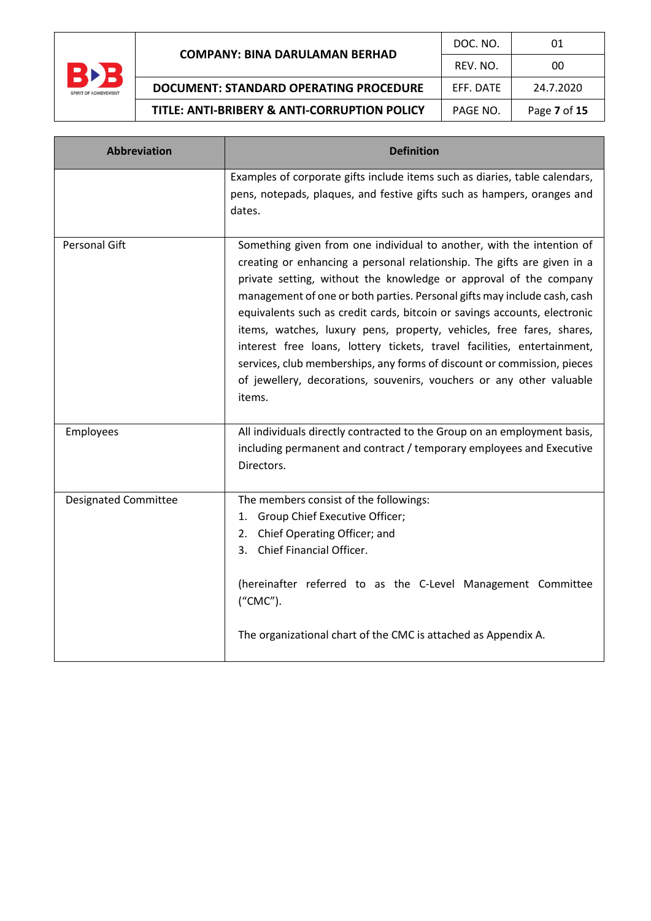| Abbreviation | Definition |
|---|---|
| | Examples of corporate gifts include items such as diaries, table calendars, pens, notepads, plaques, and festive gifts such as hampers, oranges and dates. |
| Personal Gift | Something given from one individual to another, with the intention of creating or enhancing a personal relationship. The gifts are given in a private setting, without the knowledge or approval of the company management of one or both parties. Personal gifts may include cash, cash equivalents such as credit cards, bitcoin or savings accounts, electronic items, watches, luxury pens, property, vehicles, free fares, shares, interest free loans, lottery tickets, travel facilities, entertainment, services, club memberships, any forms of discount or commission, pieces of jewellery, decorations, souvenirs, vouchers or any other valuable items. |
| Employees | All individuals directly contracted to the Group on an employment basis, including permanent and contract / temporary employees and Executive Directors. |
| Designated Committee | The members consist of the followings:<br>1. Group Chief Executive Officer;<br>2. Chief Operating Officer; and<br>3. Chief Financial Officer.<br><br>(hereinafter referred to as the C-Level Management Committee ("CMC").<br><br>The organizational chart of the CMC is attached as Appendix A. |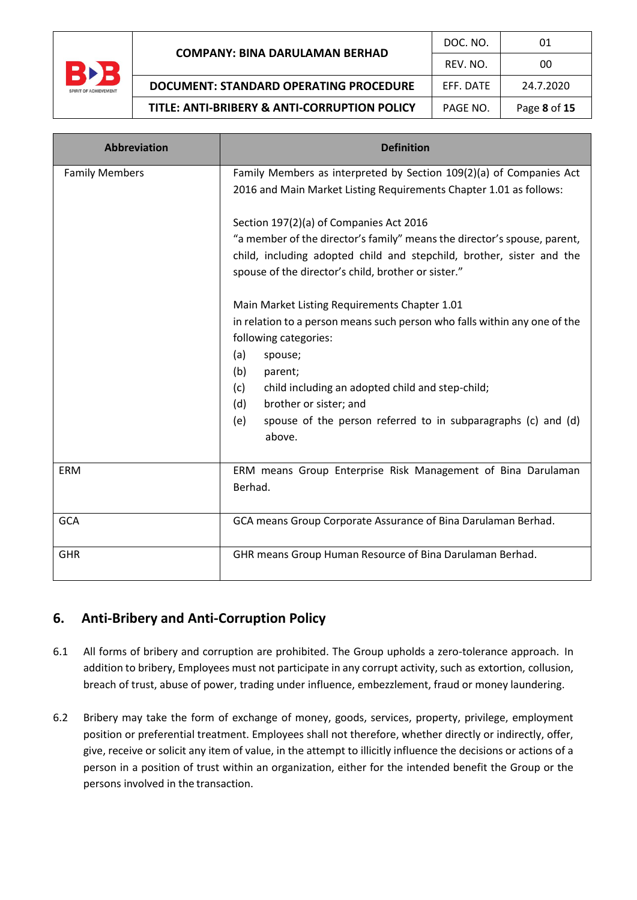| Abbreviation | Definition |
|---|---|
| Family Members | Family Members as interpreted by Section 109(2)(a) of Companies Act 2016 and Main Market Listing Requirements Chapter 1.01 as follows:<br><br>Section 197(2)(a) of Companies Act 2016<br>"a member of the director's family" means the director's spouse, parent, child, including adopted child and stepchild, brother, sister and the spouse of the director's child, brother or sister."<br><br>Main Market Listing Requirements Chapter 1.01<br>in relation to a person means such person who falls within any one of the following categories:<br>(a) spouse;<br>(b) parent;<br>(c) child including an adopted child and step-child;<br>(d) brother or sister; and<br>(e) spouse of the person referred to in subparagraphs (c) and (d) above. |
| ERM | ERM means Group Enterprise Risk Management of Bina Darulaman Berhad. |
| GCA | GCA means Group Corporate Assurance of Bina Darulaman Berhad. |
| GHR | GHR means Group Human Resource of Bina Darulaman Berhad. |

## 6. Anti-Bribery and Anti-Corruption Policy

6.1 All forms of bribery and corruption are prohibited. The Group upholds a zero-tolerance approach. In addition to bribery, Employees must not participate in any corrupt activity, such as extortion, collusion, breach of trust, abuse of power, trading under influence, embezzlement, fraud or money laundering.

6.2 Bribery may take the form of exchange of money, goods, services, property, privilege, employment position or preferential treatment. Employees shall not therefore, whether directly or indirectly, offer, give, receive or solicit any item of value, in the attempt to illicitly influence the decisions or actions of a person in a position of trust within an organization, either for the intended benefit the Group or the persons involved in the transaction.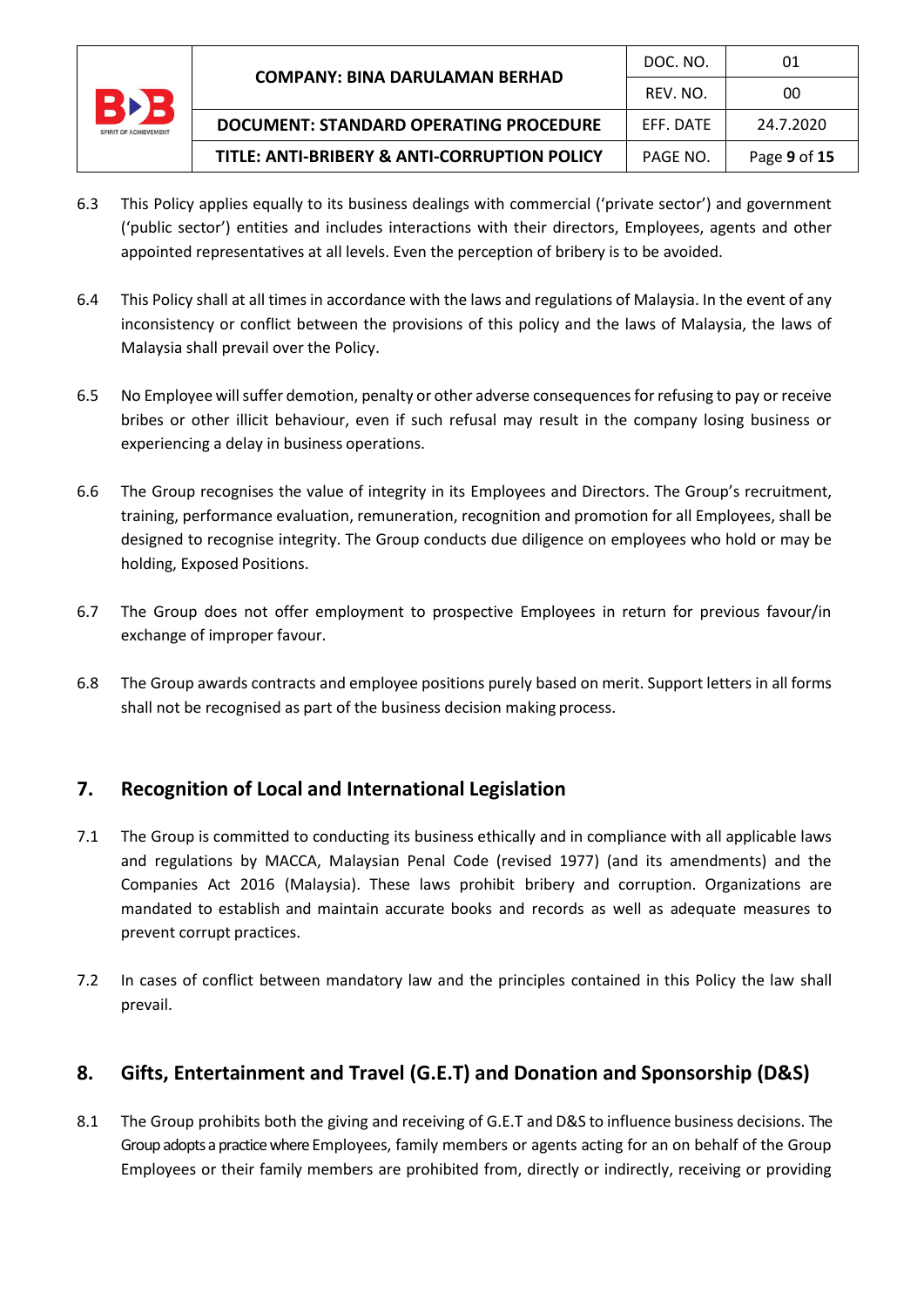6.3 This Policy applies equally to its business dealings with commercial ('private sector') and government ('public sector') entities and includes interactions with their directors, Employees, agents and other appointed representatives at all levels. Even the perception of bribery is to be avoided.

6.4 This Policy shall at all times in accordance with the laws and regulations of Malaysia. In the event of any inconsistency or conflict between the provisions of this policy and the laws of Malaysia, the laws of Malaysia shall prevail over the Policy.

6.5 No Employee will suffer demotion, penalty or other adverse consequences for refusing to pay or receive bribes or other illicit behaviour, even if such refusal may result in the company losing business or experiencing a delay in business operations.

6.6 The Group recognises the value of integrity in its Employees and Directors. The Group's recruitment, training, performance evaluation, remuneration, recognition and promotion for all Employees, shall be designed to recognise integrity. The Group conducts due diligence on employees who hold or may be holding, Exposed Positions.

6.7 The Group does not offer employment to prospective Employees in return for previous favour/in exchange of improper favour.

6.8 The Group awards contracts and employee positions purely based on merit. Support letters in all forms shall not be recognised as part of the business decision making process.

## 7. Recognition of Local and International Legislation

7.1 The Group is committed to conducting its business ethically and in compliance with all applicable laws and regulations by MACCA, Malaysian Penal Code (revised 1977) (and its amendments) and the Companies Act 2016 (Malaysia). These laws prohibit bribery and corruption. Organizations are mandated to establish and maintain accurate books and records as well as adequate measures to prevent corrupt practices.

7.2 In cases of conflict between mandatory law and the principles contained in this Policy the law shall prevail.

## 8. Gifts, Entertainment and Travel (G.E.T) and Donation and Sponsorship (D&S)

8.1 The Group prohibits both the giving and receiving of G.E.T and D&S to influence business decisions. The Group adopts a practice where Employees, family members or agents acting for an on behalf of the Group Employees or their family members are prohibited from, directly or indirectly, receiving or providing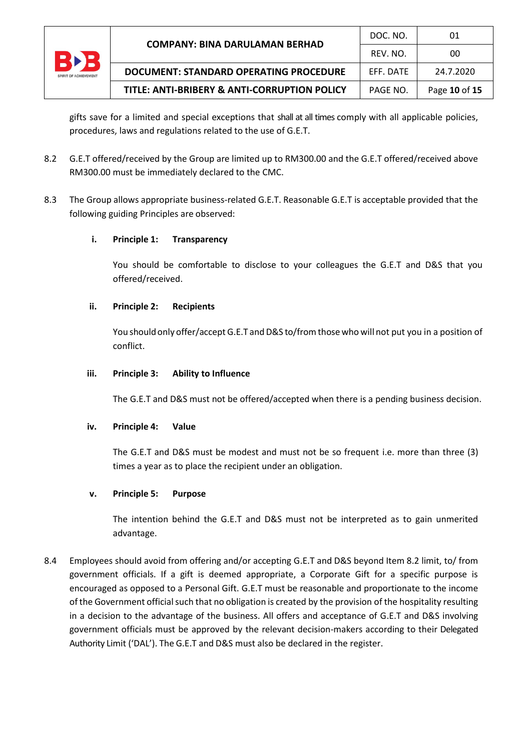gifts save for a limited and special exceptions that shall at all times comply with all applicable policies, procedures, laws and regulations related to the use of G.E.T.

8.2 G.E.T offered/received by the Group are limited up to RM300.00 and the G.E.T offered/received above RM300.00 must be immediately declared to the CMC.

8.3 The Group allows appropriate business-related G.E.T. Reasonable G.E.T is acceptable provided that the following guiding Principles are observed:

**i. Principle 1: Transparency**

You should be comfortable to disclose to your colleagues the G.E.T and D&S that you offered/received.

**ii. Principle 2: Recipients**

You should only offer/accept G.E.T and D&S to/from those who will not put you in a position of conflict.

**iii. Principle 3: Ability to Influence**

The G.E.T and D&S must not be offered/accepted when there is a pending business decision.

**iv. Principle 4: Value**

The G.E.T and D&S must be modest and must not be so frequent i.e. more than three (3) times a year as to place the recipient under an obligation.

**v. Principle 5: Purpose**

The intention behind the G.E.T and D&S must not be interpreted as to gain unmerited advantage.

8.4 Employees should avoid from offering and/or accepting G.E.T and D&S beyond Item 8.2 limit, to/ from government officials. If a gift is deemed appropriate, a Corporate Gift for a specific purpose is encouraged as opposed to a Personal Gift. G.E.T must be reasonable and proportionate to the income of the Government official such that no obligation is created by the provision of the hospitality resulting in a decision to the advantage of the business. All offers and acceptance of G.E.T and D&S involving government officials must be approved by the relevant decision-makers according to their Delegated Authority Limit ('DAL'). The G.E.T and D&S must also be declared in the register.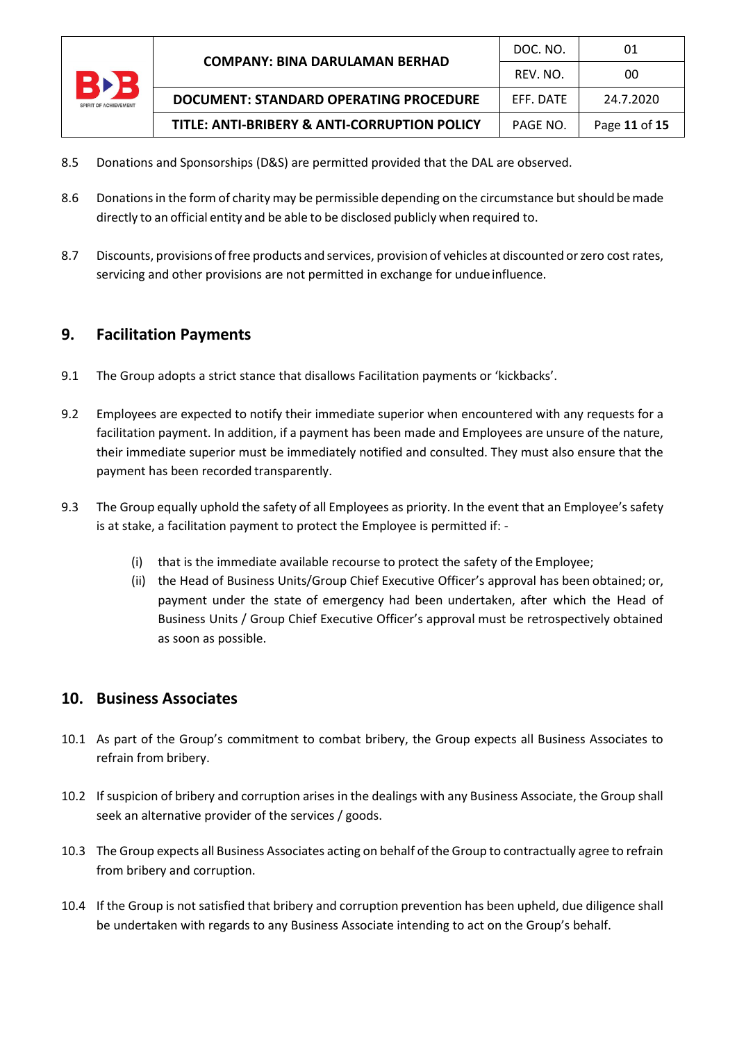8.5 Donations and Sponsorships (D&S) are permitted provided that the DAL are observed.

8.6 Donations in the form of charity may be permissible depending on the circumstance but should be made directly to an official entity and be able to be disclosed publicly when required to.

8.7 Discounts, provisions of free products and services, provision of vehicles at discounted or zero cost rates, servicing and other provisions are not permitted in exchange for undue influence.

## 9. Facilitation Payments

9.1 The Group adopts a strict stance that disallows Facilitation payments or 'kickbacks'.

9.2 Employees are expected to notify their immediate superior when encountered with any requests for a facilitation payment. In addition, if a payment has been made and Employees are unsure of the nature, their immediate superior must be immediately notified and consulted. They must also ensure that the payment has been recorded transparently.

9.3 The Group equally uphold the safety of all Employees as priority. In the event that an Employee's safety is at stake, a facilitation payment to protect the Employee is permitted if: -

(i) that is the immediate available recourse to protect the safety of the Employee;

(ii) the Head of Business Units/Group Chief Executive Officer's approval has been obtained; or, payment under the state of emergency had been undertaken, after which the Head of Business Units / Group Chief Executive Officer's approval must be retrospectively obtained as soon as possible.

## 10. Business Associates

10.1 As part of the Group's commitment to combat bribery, the Group expects all Business Associates to refrain from bribery.

10.2 If suspicion of bribery and corruption arises in the dealings with any Business Associate, the Group shall seek an alternative provider of the services / goods.

10.3 The Group expects all Business Associates acting on behalf of the Group to contractually agree to refrain from bribery and corruption.

10.4 If the Group is not satisfied that bribery and corruption prevention has been upheld, due diligence shall be undertaken with regards to any Business Associate intending to act on the Group's behalf.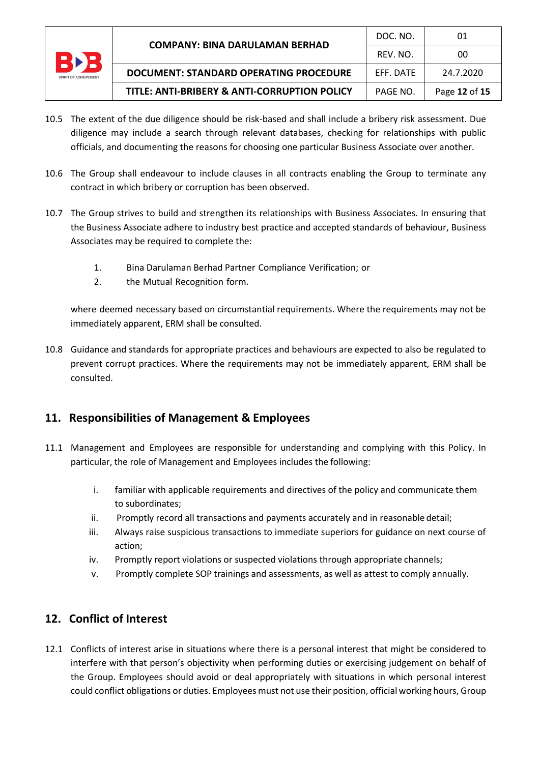10.5 The extent of the due diligence should be risk-based and shall include a bribery risk assessment. Due diligence may include a search through relevant databases, checking for relationships with public officials, and documenting the reasons for choosing one particular Business Associate over another.

10.6 The Group shall endeavour to include clauses in all contracts enabling the Group to terminate any contract in which bribery or corruption has been observed.

10.7 The Group strives to build and strengthen its relationships with Business Associates. In ensuring that the Business Associate adhere to industry best practice and accepted standards of behaviour, Business Associates may be required to complete the:

1. Bina Darulaman Berhad Partner Compliance Verification; or
2. the Mutual Recognition form.

where deemed necessary based on circumstantial requirements. Where the requirements may not be immediately apparent, ERM shall be consulted.

10.8 Guidance and standards for appropriate practices and behaviours are expected to also be regulated to prevent corrupt practices. Where the requirements may not be immediately apparent, ERM shall be consulted.

## 11. Responsibilities of Management & Employees

11.1 Management and Employees are responsible for understanding and complying with this Policy. In particular, the role of Management and Employees includes the following:

i. familiar with applicable requirements and directives of the policy and communicate them to subordinates;
ii. Promptly record all transactions and payments accurately and in reasonable detail;
iii. Always raise suspicious transactions to immediate superiors for guidance on next course of action;
iv. Promptly report violations or suspected violations through appropriate channels;
v. Promptly complete SOP trainings and assessments, as well as attest to comply annually.

## 12. Conflict of Interest

12.1 Conflicts of interest arise in situations where there is a personal interest that might be considered to interfere with that person's objectivity when performing duties or exercising judgement on behalf of the Group. Employees should avoid or deal appropriately with situations in which personal interest could conflict obligations or duties. Employees must not use their position, official working hours, Group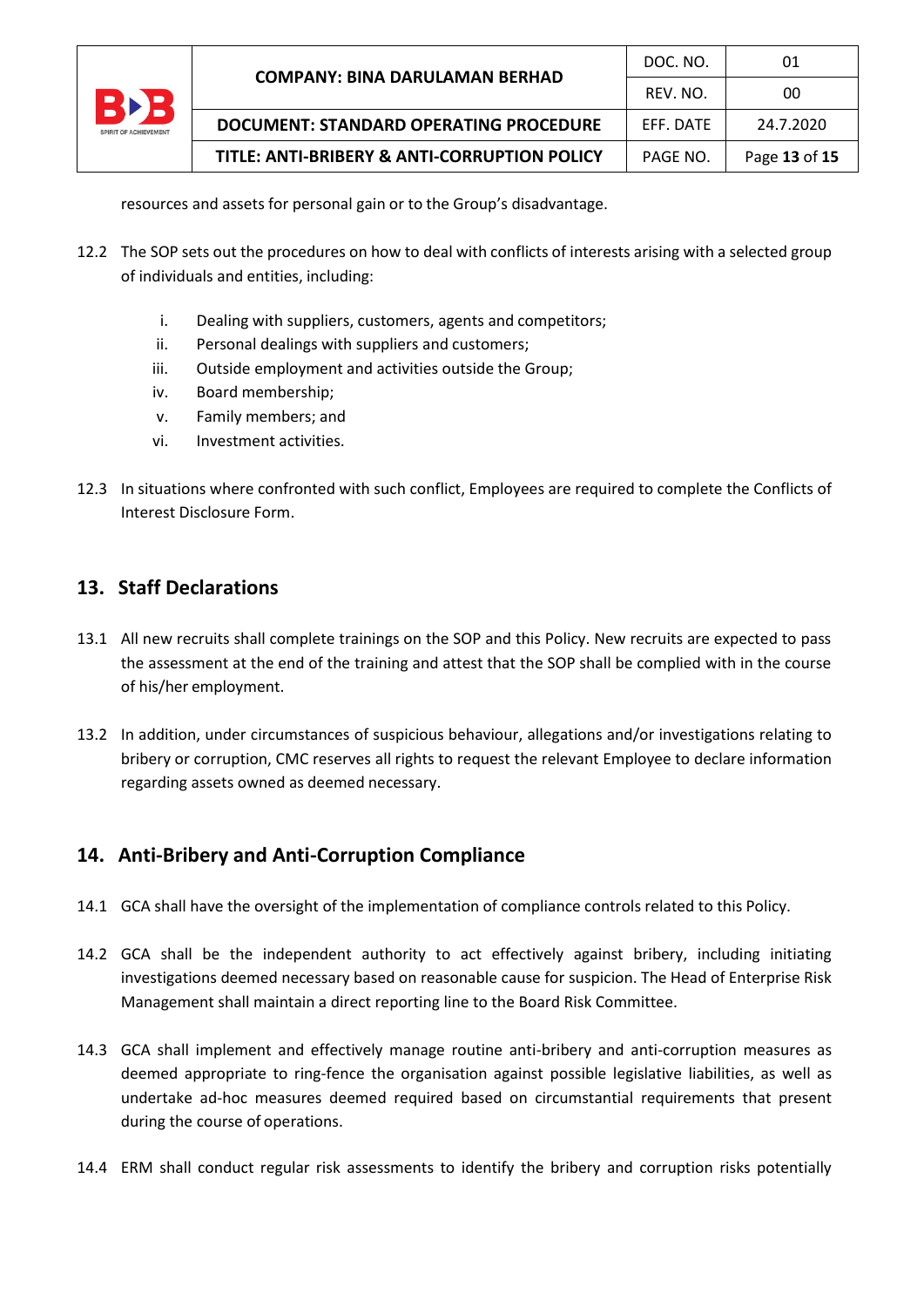resources and assets for personal gain or to the Group's disadvantage.

12.2 The SOP sets out the procedures on how to deal with conflicts of interests arising with a selected group of individuals and entities, including:

i. Dealing with suppliers, customers, agents and competitors;
ii. Personal dealings with suppliers and customers;
iii. Outside employment and activities outside the Group;
iv. Board membership;
v. Family members; and
vi. Investment activities.

12.3 In situations where confronted with such conflict, Employees are required to complete the Conflicts of Interest Disclosure Form.

## 13. Staff Declarations

13.1 All new recruits shall complete trainings on the SOP and this Policy. New recruits are expected to pass the assessment at the end of the training and attest that the SOP shall be complied with in the course of his/her employment.

13.2 In addition, under circumstances of suspicious behaviour, allegations and/or investigations relating to bribery or corruption, CMC reserves all rights to request the relevant Employee to declare information regarding assets owned as deemed necessary.

## 14. Anti-Bribery and Anti-Corruption Compliance

14.1 GCA shall have the oversight of the implementation of compliance controls related to this Policy.

14.2 GCA shall be the independent authority to act effectively against bribery, including initiating investigations deemed necessary based on reasonable cause for suspicion. The Head of Enterprise Risk Management shall maintain a direct reporting line to the Board Risk Committee.

14.3 GCA shall implement and effectively manage routine anti-bribery and anti-corruption measures as deemed appropriate to ring-fence the organisation against possible legislative liabilities, as well as undertake ad-hoc measures deemed required based on circumstantial requirements that present during the course of operations.

14.4 ERM shall conduct regular risk assessments to identify the bribery and corruption risks potentially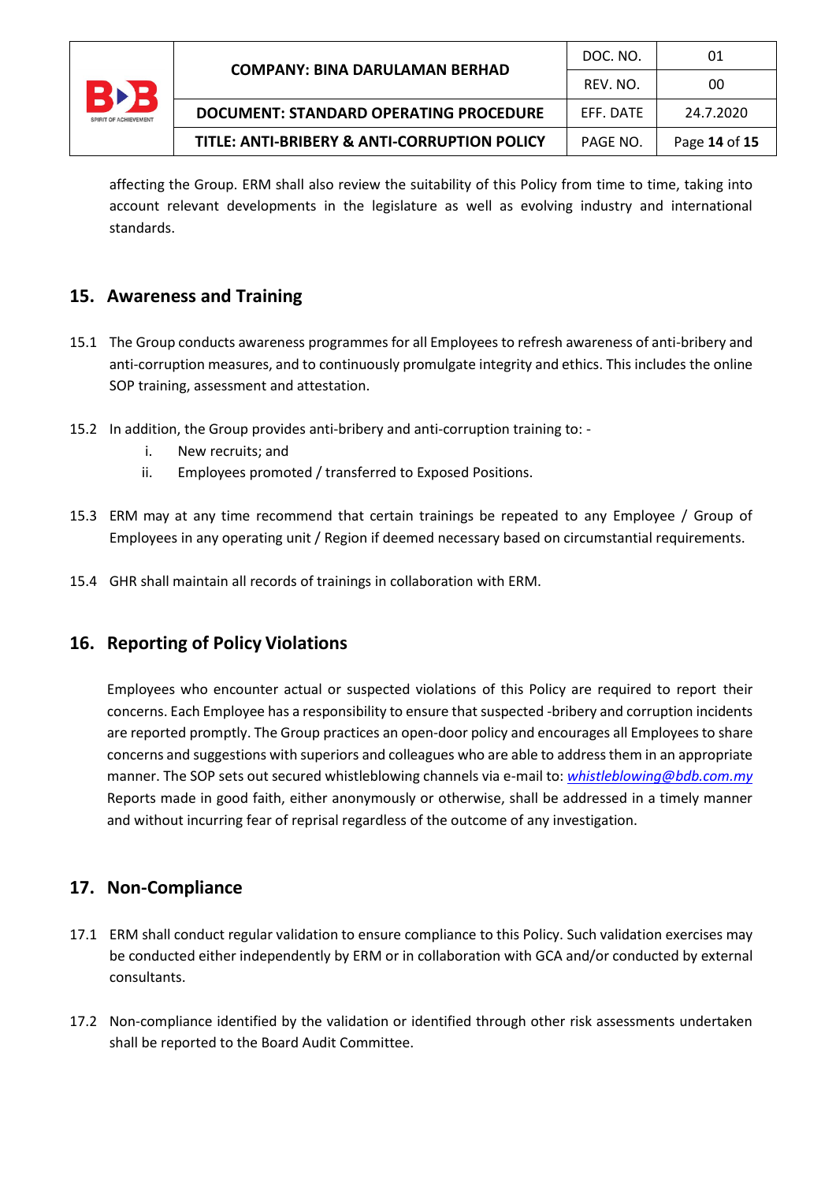affecting the Group. ERM shall also review the suitability of this Policy from time to time, taking into account relevant developments in the legislature as well as evolving industry and international standards.

## 15. Awareness and Training

15.1 The Group conducts awareness programmes for all Employees to refresh awareness of anti-bribery and anti-corruption measures, and to continuously promulgate integrity and ethics. This includes the online SOP training, assessment and attestation.

15.2 In addition, the Group provides anti-bribery and anti-corruption training to: -

i. New recruits; and
ii. Employees promoted / transferred to Exposed Positions.

15.3 ERM may at any time recommend that certain trainings be repeated to any Employee / Group of Employees in any operating unit / Region if deemed necessary based on circumstantial requirements.

15.4 GHR shall maintain all records of trainings in collaboration with ERM.

## 16. Reporting of Policy Violations

Employees who encounter actual or suspected violations of this Policy are required to report their concerns. Each Employee has a responsibility to ensure that suspected -bribery and corruption incidents are reported promptly. The Group practices an open-door policy and encourages all Employees to share concerns and suggestions with superiors and colleagues who are able to address them in an appropriate manner. The SOP sets out secured whistleblowing channels via e-mail to: *whistleblowing@bdb.com.my* Reports made in good faith, either anonymously or otherwise, shall be addressed in a timely manner and without incurring fear of reprisal regardless of the outcome of any investigation.

## 17. Non-Compliance

17.1 ERM shall conduct regular validation to ensure compliance to this Policy. Such validation exercises may be conducted either independently by ERM or in collaboration with GCA and/or conducted by external consultants.

17.2 Non-compliance identified by the validation or identified through other risk assessments undertaken shall be reported to the Board Audit Committee.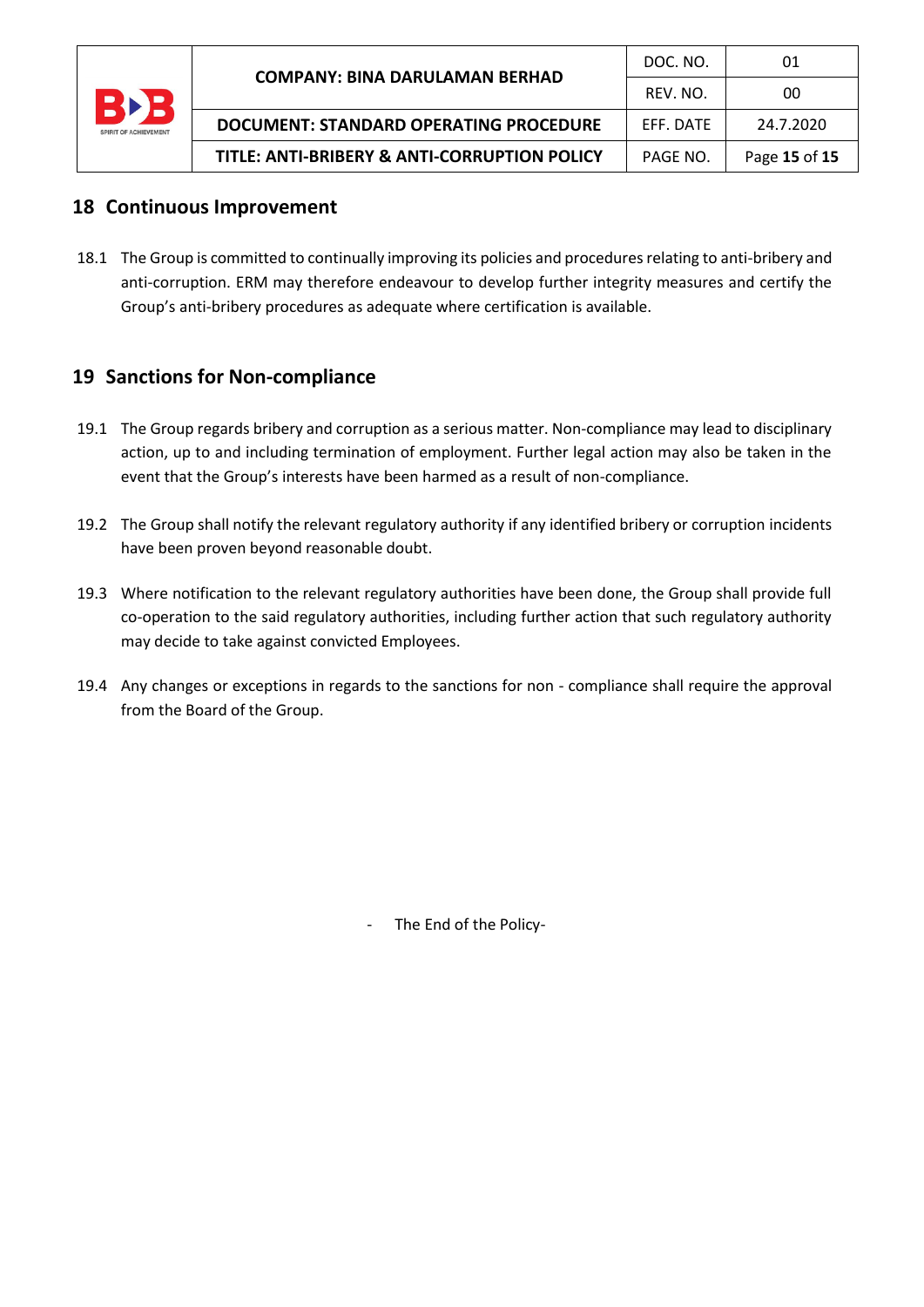## 18 Continuous Improvement

18.1 The Group is committed to continually improving its policies and procedures relating to anti-bribery and anti-corruption. ERM may therefore endeavour to develop further integrity measures and certify the Group's anti-bribery procedures as adequate where certification is available.

## 19 Sanctions for Non-compliance

19.1 The Group regards bribery and corruption as a serious matter. Non-compliance may lead to disciplinary action, up to and including termination of employment. Further legal action may also be taken in the event that the Group's interests have been harmed as a result of non-compliance.

19.2 The Group shall notify the relevant regulatory authority if any identified bribery or corruption incidents have been proven beyond reasonable doubt.

19.3 Where notification to the relevant regulatory authorities have been done, the Group shall provide full co-operation to the said regulatory authorities, including further action that such regulatory authority may decide to take against convicted Employees.

19.4 Any changes or exceptions in regards to the sanctions for non - compliance shall require the approval from the Board of the Group.

- The End of the Policy-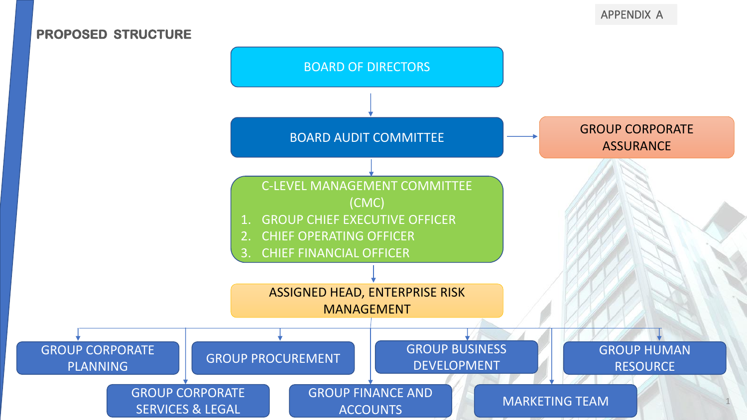APPENDIX A

**PROPOSED STRUCTURE**

BOARD OF DIRECTORS

BOARD AUDIT COMMITTEE

GROUP CORPORATE ASSURANCE

C-LEVEL MANAGEMENT COMMITTEE (CMC)

1. GROUP CHIEF EXECUTIVE OFFICER
2. CHIEF OPERATING OFFICER
3. CHIEF FINANCIAL OFFICER

ASSIGNED HEAD, ENTERPRISE RISK MANAGEMENT

GROUP CORPORATE PLANNING

GROUP PROCUREMENT

GROUP BUSINESS DEVELOPMENT

GROUP HUMAN RESOURCE

GROUP CORPORATE SERVICES & LEGAL

GROUP FINANCE AND ACCOUNTS

MARKETING TEAM